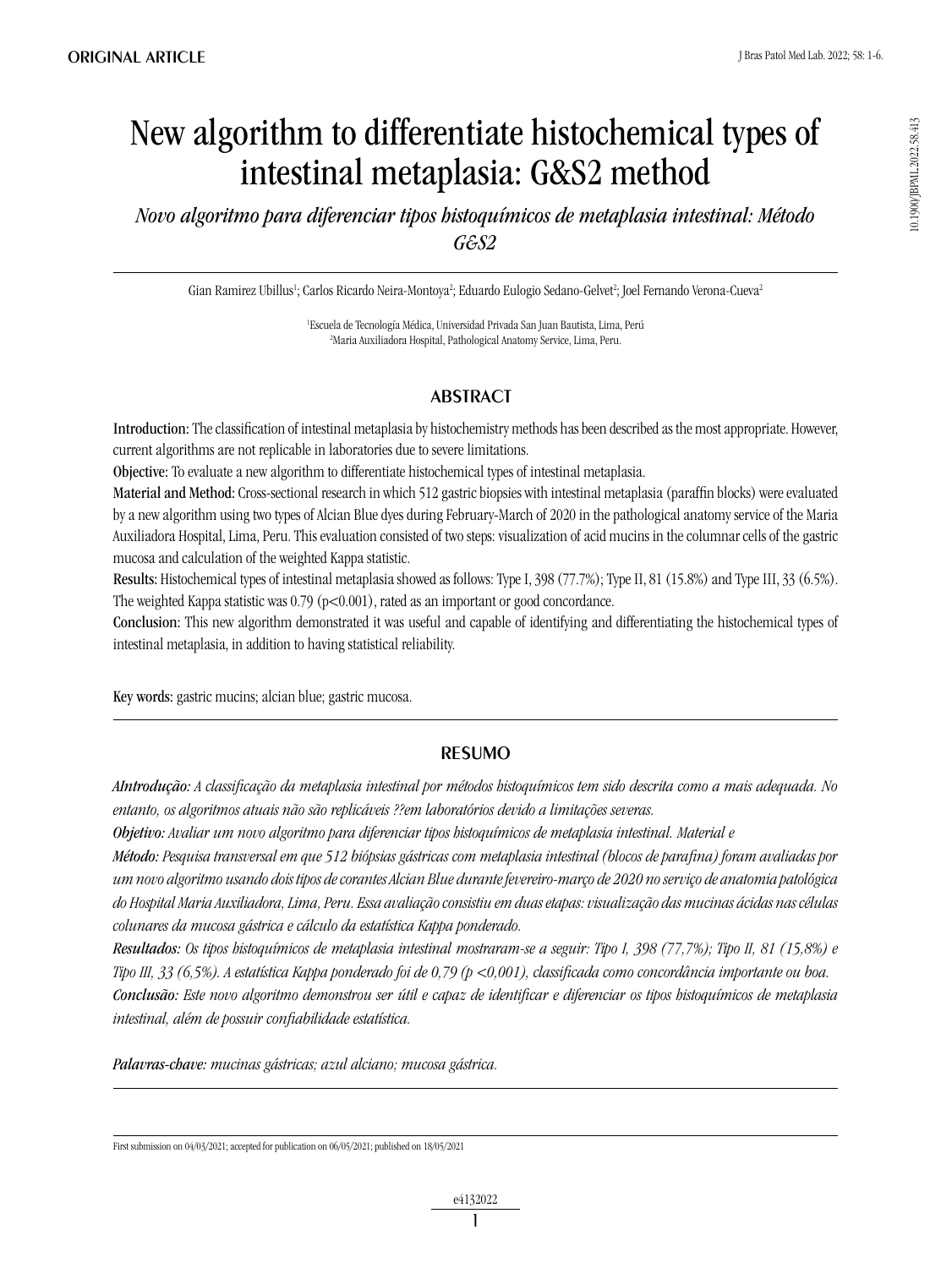ORIGINAL ARTICLE

# New algorithm to differentiate histochemical types of intestinal metaplasia: G&S2 method

*Novo algoritmo para diferenciar tipos histoquímicos de metaplasia intestinal: Método G&S2*

Gian Ramirez Ubillus[1]; Carlos Ricardo Neira-Montoya[2]; Eduardo Eulogio Sedano-Gelvet[2]; Joel Fernando Verona-Cueva[2]

[1]Escuela de Tecnología Médica, Universidad Privada San Juan Bautista, Lima, Perú
[2]Maria Auxiliadora Hospital, Pathological Anatomy Service, Lima, Peru.

## ABSTRACT

**Introduction:** The classification of intestinal metaplasia by histochemistry methods has been described as the most appropriate. However, current algorithms are not replicable in laboratories due to severe limitations.

**Objective:** To evaluate a new algorithm to differentiate histochemical types of intestinal metaplasia.

**Material and Method:** Cross-sectional research in which 512 gastric biopsies with intestinal metaplasia (paraffin blocks) were evaluated by a new algorithm using two types of Alcian Blue dyes during February-March of 2020 in the pathological anatomy service of the Maria Auxiliadora Hospital, Lima, Peru. This evaluation consisted of two steps: visualization of acid mucins in the columnar cells of the gastric mucosa and calculation of the weighted Kappa statistic.

**Results:** Histochemical types of intestinal metaplasia showed as follows: Type I, 398 (77.7%); Type II, 81 (15.8%) and Type III, 33 (6.5%). The weighted Kappa statistic was 0.79 ($p<0.001$), rated as an important or good concordance.

**Conclusion:** This new algorithm demonstrated it was useful and capable of identifying and differentiating the histochemical types of intestinal metaplasia, in addition to having statistical reliability.

**Key words:** gastric mucins; alcian blue; gastric mucosa.

## RESUMO

***AIntrodução:*** *A classificação da metaplasia intestinal por métodos histoquímicos tem sido descrita como a mais adequada. No entanto, os algoritmos atuais não são replicáveis ??em laboratórios devido a limitações severas.*

***Objetivo:*** *Avaliar um novo algoritmo para diferenciar tipos histoquímicos de metaplasia intestinal. Material e*

***Método:*** *Pesquisa transversal em que 512 biópsias gástricas com metaplasia intestinal (blocos de parafina) foram avaliadas por um novo algoritmo usando dois tipos de corantes Alcian Blue durante fevereiro-março de 2020 no serviço de anatomia patológica do Hospital Maria Auxiliadora, Lima, Peru. Essa avaliação consistiu em duas etapas: visualização das mucinas ácidas nas células colunares da mucosa gástrica e cálculo da estatística Kappa ponderado.*

***Resultados:*** *Os tipos histoquímicos de metaplasia intestinal mostraram-se a seguir: Tipo I, 398 (77,7%); Tipo II, 81 (15,8%) e Tipo III, 33 (6,5%). A estatística Kappa ponderado foi de 0,79 (p <0,001), classificada como concordância importante ou boa.*

***Conclusão:*** *Este novo algoritmo demonstrou ser útil e capaz de identificar e diferenciar os tipos histoquímicos de metaplasia intestinal, além de possuir confiabilidade estatística.*

***Palavras-chave:*** *mucinas gástricas; azul alciano; mucosa gástrica.*

First submission on 04/03/2021; accepted for publication on 06/05/2021; published on 18/05/2021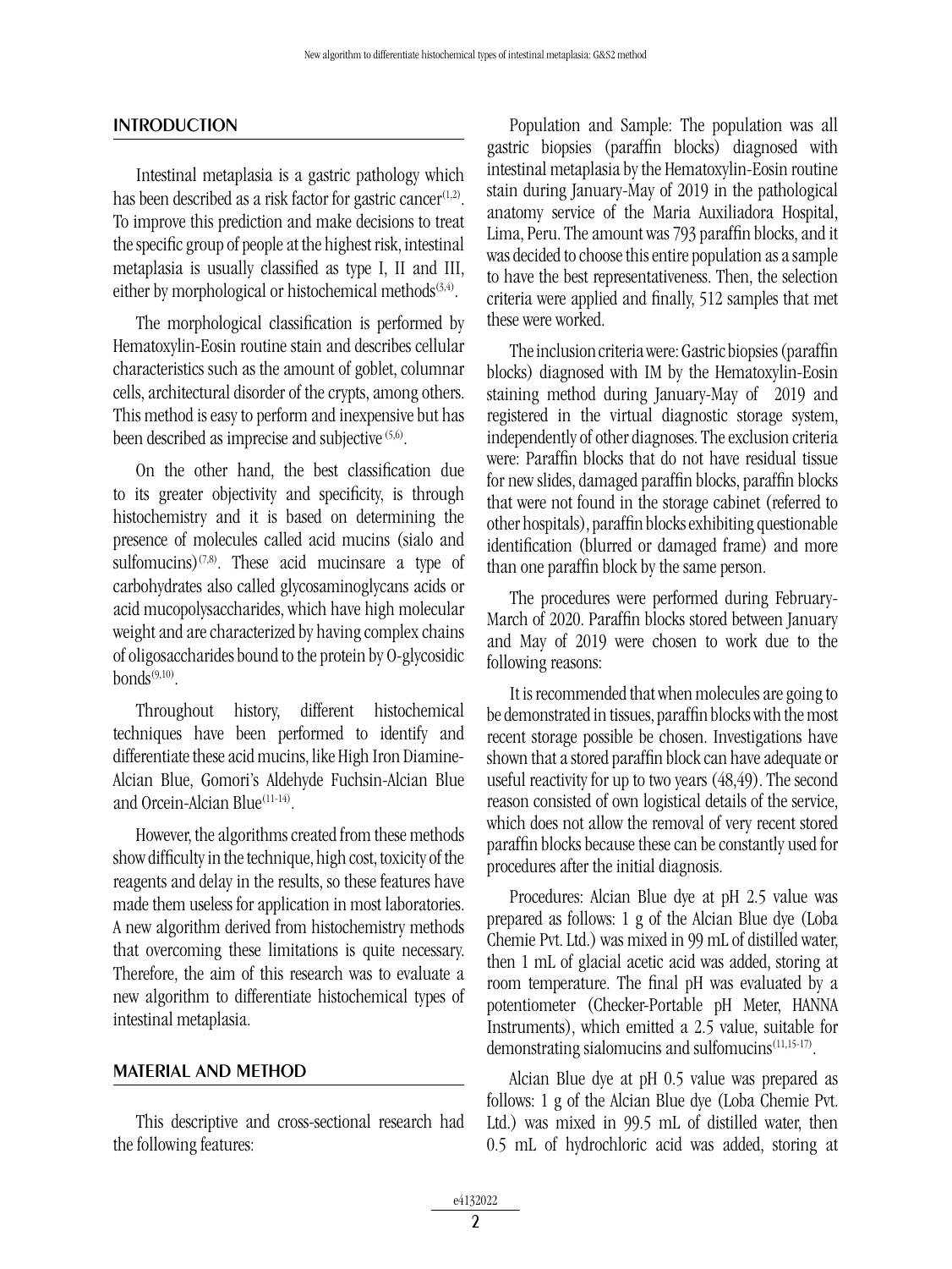## INTRODUCTION

Intestinal metaplasia is a gastric pathology which has been described as a risk factor for gastric cancer[1,2]. To improve this prediction and make decisions to treat the specific group of people at the highest risk, intestinal metaplasia is usually classified as type I, II and III, either by morphological or histochemical methods[3,4].

The morphological classification is performed by Hematoxylin-Eosin routine stain and describes cellular characteristics such as the amount of goblet, columnar cells, architectural disorder of the crypts, among others. This method is easy to perform and inexpensive but has been described as imprecise and subjective [5,6].

On the other hand, the best classification due to its greater objectivity and specificity, is through histochemistry and it is based on determining the presence of molecules called acid mucins (sialo and sulfomucins)[7,8]. These acid mucinsare a type of carbohydrates also called glycosaminoglycans acids or acid mucopolysaccharides, which have high molecular weight and are characterized by having complex chains of oligosaccharides bound to the protein by O-glycosidic bonds[9,10].

Throughout history, different histochemical techniques have been performed to identify and differentiate these acid mucins, like High Iron Diamine-Alcian Blue, Gomori's Aldehyde Fuchsin-Alcian Blue and Orcein-Alcian Blue[11-14].

However, the algorithms created from these methods show difficulty in the technique, high cost, toxicity of the reagents and delay in the results, so these features have made them useless for application in most laboratories. A new algorithm derived from histochemistry methods that overcoming these limitations is quite necessary. Therefore, the aim of this research was to evaluate a new algorithm to differentiate histochemical types of intestinal metaplasia.

## MATERIAL AND METHOD

This descriptive and cross-sectional research had the following features:

Population and Sample: The population was all gastric biopsies (paraffin blocks) diagnosed with intestinal metaplasia by the Hematoxylin-Eosin routine stain during January-May of 2019 in the pathological anatomy service of the Maria Auxiliadora Hospital, Lima, Peru. The amount was 793 paraffin blocks, and it was decided to choose this entire population as a sample to have the best representativeness. Then, the selection criteria were applied and finally, 512 samples that met these were worked.

The inclusion criteria were: Gastric biopsies (paraffin blocks) diagnosed with IM by the Hematoxylin-Eosin staining method during January-May of 2019 and registered in the virtual diagnostic storage system, independently of other diagnoses. The exclusion criteria were: Paraffin blocks that do not have residual tissue for new slides, damaged paraffin blocks, paraffin blocks that were not found in the storage cabinet (referred to other hospitals), paraffin blocks exhibiting questionable identification (blurred or damaged frame) and more than one paraffin block by the same person.

The procedures were performed during February-March of 2020. Paraffin blocks stored between January and May of 2019 were chosen to work due to the following reasons:

It is recommended that when molecules are going to be demonstrated in tissues, paraffin blocks with the most recent storage possible be chosen. Investigations have shown that a stored paraffin block can have adequate or useful reactivity for up to two years (48,49). The second reason consisted of own logistical details of the service, which does not allow the removal of very recent stored paraffin blocks because these can be constantly used for procedures after the initial diagnosis.

Procedures: Alcian Blue dye at pH 2.5 value was prepared as follows: 1 g of the Alcian Blue dye (Loba Chemie Pvt. Ltd.) was mixed in 99 mL of distilled water, then 1 mL of glacial acetic acid was added, storing at room temperature. The final pH was evaluated by a potentiometer (Checker-Portable pH Meter, HANNA Instruments), which emitted a 2.5 value, suitable for demonstrating sialomucins and sulfomucins[11,15-17].

Alcian Blue dye at pH 0.5 value was prepared as follows: 1 g of the Alcian Blue dye (Loba Chemie Pvt. Ltd.) was mixed in 99.5 mL of distilled water, then 0.5 mL of hydrochloric acid was added, storing at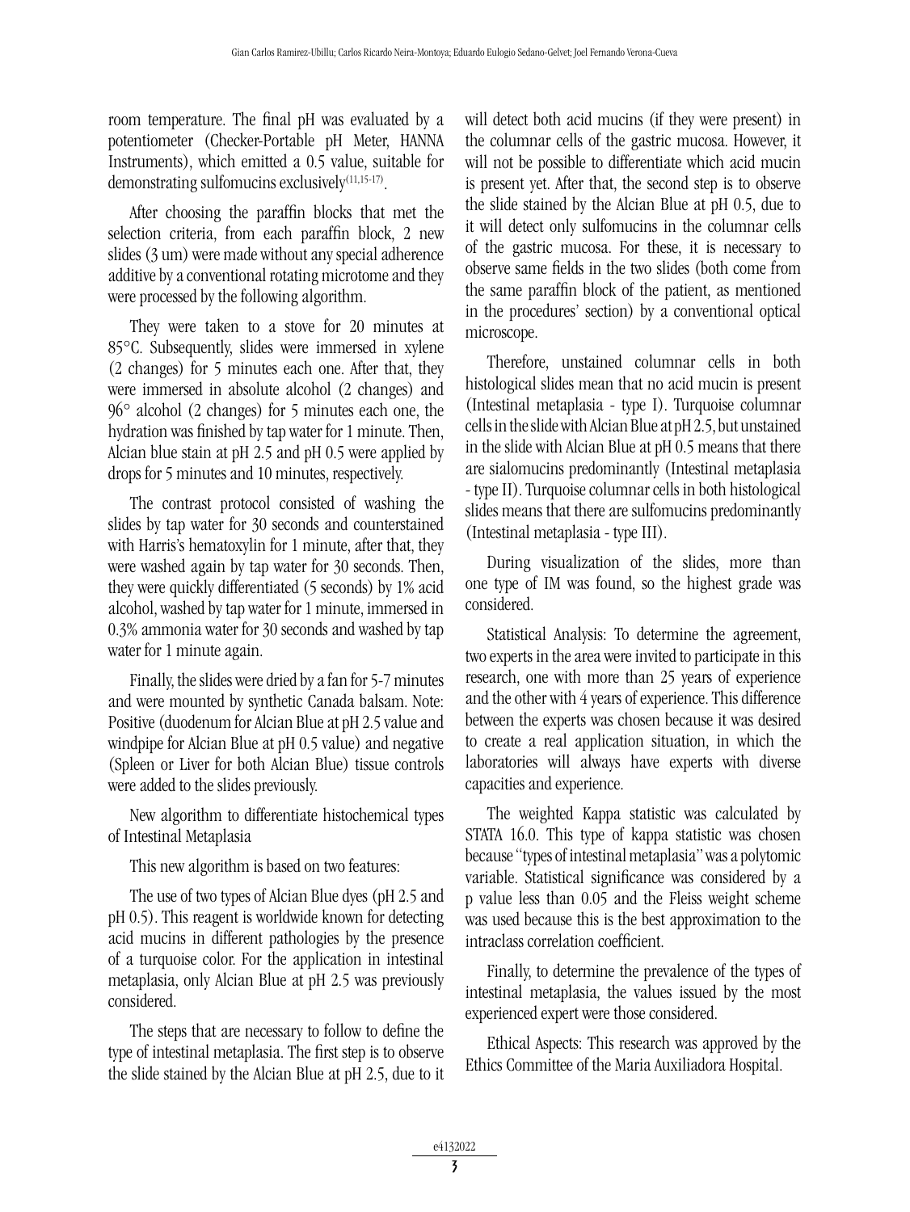room temperature. The final pH was evaluated by a potentiometer (Checker-Portable pH Meter, HANNA Instruments), which emitted a 0.5 value, suitable for demonstrating sulfomucins exclusively[11,15-17].

After choosing the paraffin blocks that met the selection criteria, from each paraffin block, 2 new slides (3 um) were made without any special adherence additive by a conventional rotating microtome and they were processed by the following algorithm.

They were taken to a stove for 20 minutes at 85°C. Subsequently, slides were immersed in xylene (2 changes) for 5 minutes each one. After that, they were immersed in absolute alcohol (2 changes) and 96° alcohol (2 changes) for 5 minutes each one, the hydration was finished by tap water for 1 minute. Then, Alcian blue stain at pH 2.5 and pH 0.5 were applied by drops for 5 minutes and 10 minutes, respectively.

The contrast protocol consisted of washing the slides by tap water for 30 seconds and counterstained with Harris's hematoxylin for 1 minute, after that, they were washed again by tap water for 30 seconds. Then, they were quickly differentiated (5 seconds) by 1% acid alcohol, washed by tap water for 1 minute, immersed in 0.3% ammonia water for 30 seconds and washed by tap water for 1 minute again.

Finally, the slides were dried by a fan for 5-7 minutes and were mounted by synthetic Canada balsam. Note: Positive (duodenum for Alcian Blue at pH 2.5 value and windpipe for Alcian Blue at pH 0.5 value) and negative (Spleen or Liver for both Alcian Blue) tissue controls were added to the slides previously.

New algorithm to differentiate histochemical types of Intestinal Metaplasia

This new algorithm is based on two features:

The use of two types of Alcian Blue dyes (pH 2.5 and pH 0.5). This reagent is worldwide known for detecting acid mucins in different pathologies by the presence of a turquoise color. For the application in intestinal metaplasia, only Alcian Blue at pH 2.5 was previously considered.

The steps that are necessary to follow to define the type of intestinal metaplasia. The first step is to observe the slide stained by the Alcian Blue at pH 2.5, due to it will detect both acid mucins (if they were present) in the columnar cells of the gastric mucosa. However, it will not be possible to differentiate which acid mucin is present yet. After that, the second step is to observe the slide stained by the Alcian Blue at pH 0.5, due to it will detect only sulfomucins in the columnar cells of the gastric mucosa. For these, it is necessary to observe same fields in the two slides (both come from the same paraffin block of the patient, as mentioned in the procedures' section) by a conventional optical microscope.

Therefore, unstained columnar cells in both histological slides mean that no acid mucin is present (Intestinal metaplasia - type I). Turquoise columnar cells in the slide with Alcian Blue at pH 2.5, but unstained in the slide with Alcian Blue at pH 0.5 means that there are sialomucins predominantly (Intestinal metaplasia - type II). Turquoise columnar cells in both histological slides means that there are sulfomucins predominantly (Intestinal metaplasia - type III).

During visualization of the slides, more than one type of IM was found, so the highest grade was considered.

Statistical Analysis: To determine the agreement, two experts in the area were invited to participate in this research, one with more than 25 years of experience and the other with 4 years of experience. This difference between the experts was chosen because it was desired to create a real application situation, in which the laboratories will always have experts with diverse capacities and experience.

The weighted Kappa statistic was calculated by STATA 16.0. This type of kappa statistic was chosen because "types of intestinal metaplasia" was a polytomic variable. Statistical significance was considered by a p value less than 0.05 and the Fleiss weight scheme was used because this is the best approximation to the intraclass correlation coefficient.

Finally, to determine the prevalence of the types of intestinal metaplasia, the values issued by the most experienced expert were those considered.

Ethical Aspects: This research was approved by the Ethics Committee of the Maria Auxiliadora Hospital.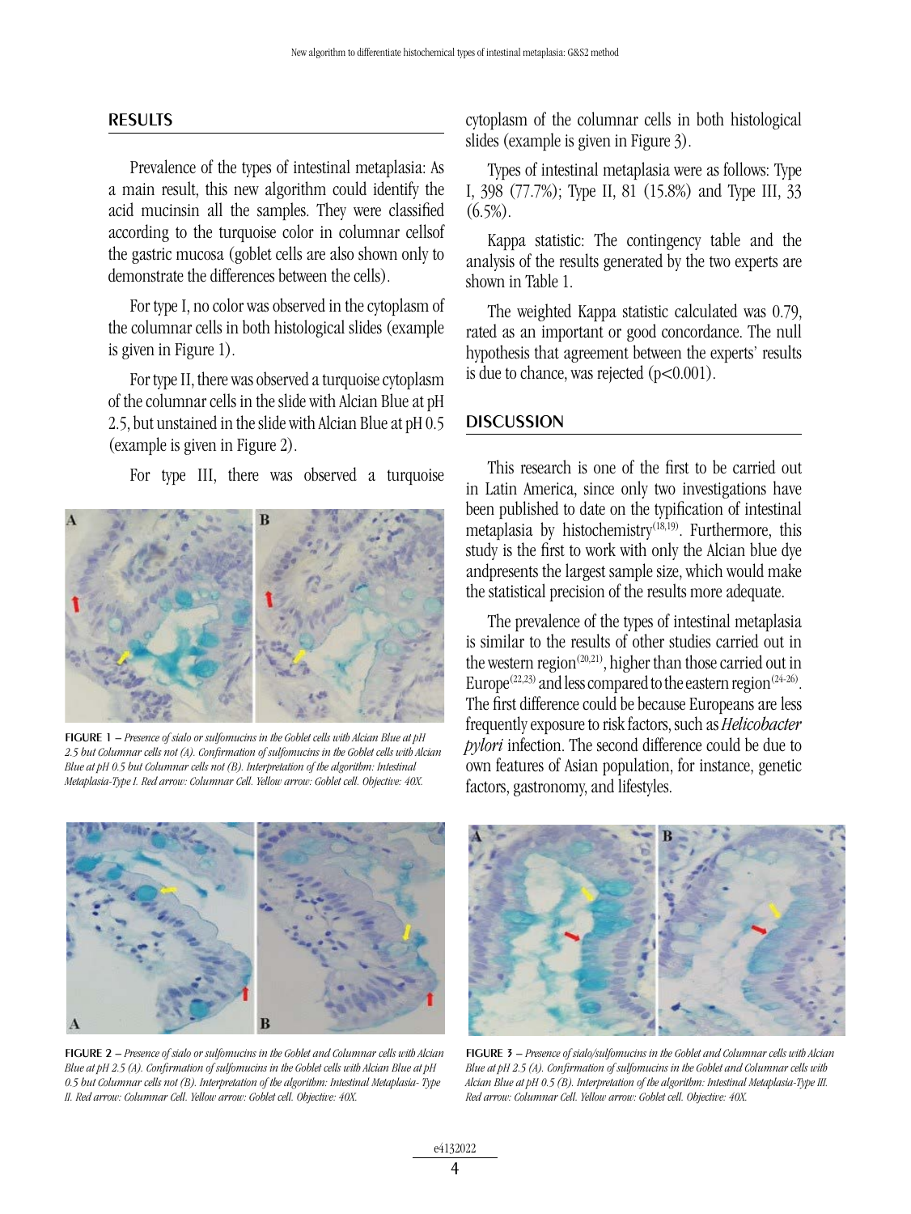## RESULTS

Prevalence of the types of intestinal metaplasia: As a main result, this new algorithm could identify the acid mucinsin all the samples. They were classified according to the turquoise color in columnar cellsof the gastric mucosa (goblet cells are also shown only to demonstrate the differences between the cells).

For type I, no color was observed in the cytoplasm of the columnar cells in both histological slides (example is given in Figure 1).

For type II, there was observed a turquoise cytoplasm of the columnar cells in the slide with Alcian Blue at pH 2.5, but unstained in the slide with Alcian Blue at pH 0.5 (example is given in Figure 2).

For type III, there was observed a turquoise cytoplasm of the columnar cells in both histological slides (example is given in Figure 3).

**FIGURE 1** – *Presence of sialo or sulfomucins in the Goblet cells with Alcian Blue at pH 2.5 but Columnar cells not (A). Confirmation of sulfomucins in the Goblet cells with Alcian Blue at pH 0.5 but Columnar cells not (B). Interpretation of the algorithm: Intestinal Metaplasia-Type I. Red arrow: Columnar Cell. Yellow arrow: Goblet cell. Objective: 40X.*

**FIGURE 2** – *Presence of sialo or sulfomucins in the Goblet and Columnar cells with Alcian Blue at pH 2.5 (A). Confirmation of sulfomucins in the Goblet cells with Alcian Blue at pH 0.5 but Columnar cells not (B). Interpretation of the algorithm: Intestinal Metaplasia- Type II. Red arrow: Columnar Cell. Yellow arrow: Goblet cell. Objective: 40X.*

Types of intestinal metaplasia were as follows: Type I, 398 (77.7%); Type II, 81 (15.8%) and Type III, 33 (6.5%).

Kappa statistic: The contingency table and the analysis of the results generated by the two experts are shown in Table 1.

The weighted Kappa statistic calculated was 0.79, rated as an important or good concordance. The null hypothesis that agreement between the experts' results is due to chance, was rejected ($p<0.001$).

## DISCUSSION

This research is one of the first to be carried out in Latin America, since only two investigations have been published to date on the typification of intestinal metaplasia by histochemistry[18,19]. Furthermore, this study is the first to work with only the Alcian blue dye andpresents the largest sample size, which would make the statistical precision of the results more adequate.

The prevalence of the types of intestinal metaplasia is similar to the results of other studies carried out in the western region[20,21], higher than those carried out in Europe[22,23] and less compared to the eastern region[24-26]. The first difference could be because Europeans are less frequently exposure to risk factors, such as *Helicobacter pylori* infection. The second difference could be due to own features of Asian population, for instance, genetic factors, gastronomy, and lifestyles.

**FIGURE 3** – *Presence of sialo/sulfomucins in the Goblet and Columnar cells with Alcian Blue at pH 2.5 (A). Confirmation of sulfomucins in the Goblet and Columnar cells with Alcian Blue at pH 0.5 (B). Interpretation of the algorithm: Intestinal Metaplasia-Type III. Red arrow: Columnar Cell. Yellow arrow: Goblet cell. Objective: 40X.*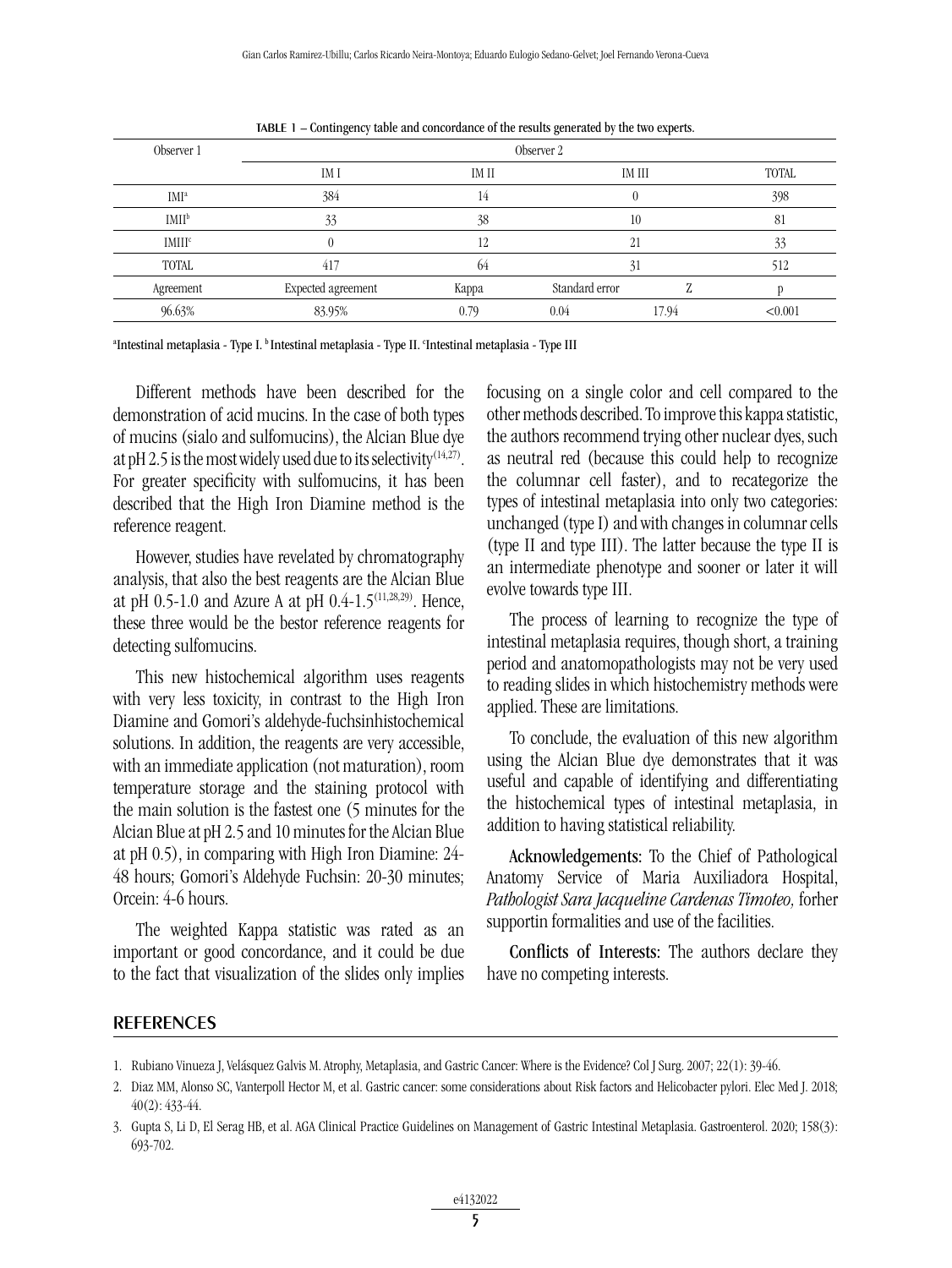**TABLE 1** – Contingency table and concordance of the results generated by the two experts.

| Observer 1 | Observer 2 | | | | |
|---|---|---|---|---|---|
| | IM I | IM II | IM III | | TOTAL |
| IMI[a] | 384 | 14 | 0 | | 398 |
| IMII[b] | 33 | 38 | 10 | | 81 |
| IMIII[c] | 0 | 12 | 21 | | 33 |
| TOTAL | 417 | 64 | 31 | | 512 |
| Agreement | Expected agreement | Kappa | Standard error | Z | p |
| 96.63% | 83.95% | 0.79 | 0.04 | 17.94 | <0.001 |

[a]Intestinal metaplasia - Type I. [b]Intestinal metaplasia - Type II. [c]Intestinal metaplasia - Type III

Different methods have been described for the demonstration of acid mucins. In the case of both types of mucins (sialo and sulfomucins), the Alcian Blue dye at pH 2.5 is the most widely used due to its selectivity[(14,27)]. For greater specificity with sulfomucins, it has been described that the High Iron Diamine method is the reference reagent.

However, studies have revelated by chromatography analysis, that also the best reagents are the Alcian Blue at pH 0.5-1.0 and Azure A at pH 0.4-1.5[(11,28,29)]. Hence, these three would be the bestor reference reagents for detecting sulfomucins.

This new histochemical algorithm uses reagents with very less toxicity, in contrast to the High Iron Diamine and Gomori's aldehyde-fuchsinhistochemical solutions. In addition, the reagents are very accessible, with an immediate application (not maturation), room temperature storage and the staining protocol with the main solution is the fastest one (5 minutes for the Alcian Blue at pH 2.5 and 10 minutes for the Alcian Blue at pH 0.5), in comparing with High Iron Diamine: 24-48 hours; Gomori's Aldehyde Fuchsin: 20-30 minutes; Orcein: 4-6 hours.

The weighted Kappa statistic was rated as an important or good concordance, and it could be due to the fact that visualization of the slides only implies focusing on a single color and cell compared to the other methods described. To improve this kappa statistic, the authors recommend trying other nuclear dyes, such as neutral red (because this could help to recognize the columnar cell faster), and to recategorize the types of intestinal metaplasia into only two categories: unchanged (type I) and with changes in columnar cells (type II and type III). The latter because the type II is an intermediate phenotype and sooner or later it will evolve towards type III.

The process of learning to recognize the type of intestinal metaplasia requires, though short, a training period and anatomopathologists may not be very used to reading slides in which histochemistry methods were applied. These are limitations.

To conclude, the evaluation of this new algorithm using the Alcian Blue dye demonstrates that it was useful and capable of identifying and differentiating the histochemical types of intestinal metaplasia, in addition to having statistical reliability.

**Acknowledgements:** To the Chief of Pathological Anatomy Service of Maria Auxiliadora Hospital, *Pathologist Sara Jacqueline Cardenas Timoteo,* forher supportin formalities and use of the facilities.

**Conflicts of Interests:** The authors declare they have no competing interests.

## REFERENCES

1. Rubiano Vinueza J, Velásquez Galvis M. Atrophy, Metaplasia, and Gastric Cancer: Where is the Evidence? Col J Surg. 2007; 22(1): 39-46.
2. Diaz MM, Alonso SC, Vanterpoll Hector M, et al. Gastric cancer: some considerations about Risk factors and Helicobacter pylori. Elec Med J. 2018; 40(2): 433-44.
3. Gupta S, Li D, El Serag HB, et al. AGA Clinical Practice Guidelines on Management of Gastric Intestinal Metaplasia. Gastroenterol. 2020; 158(3): 693-702.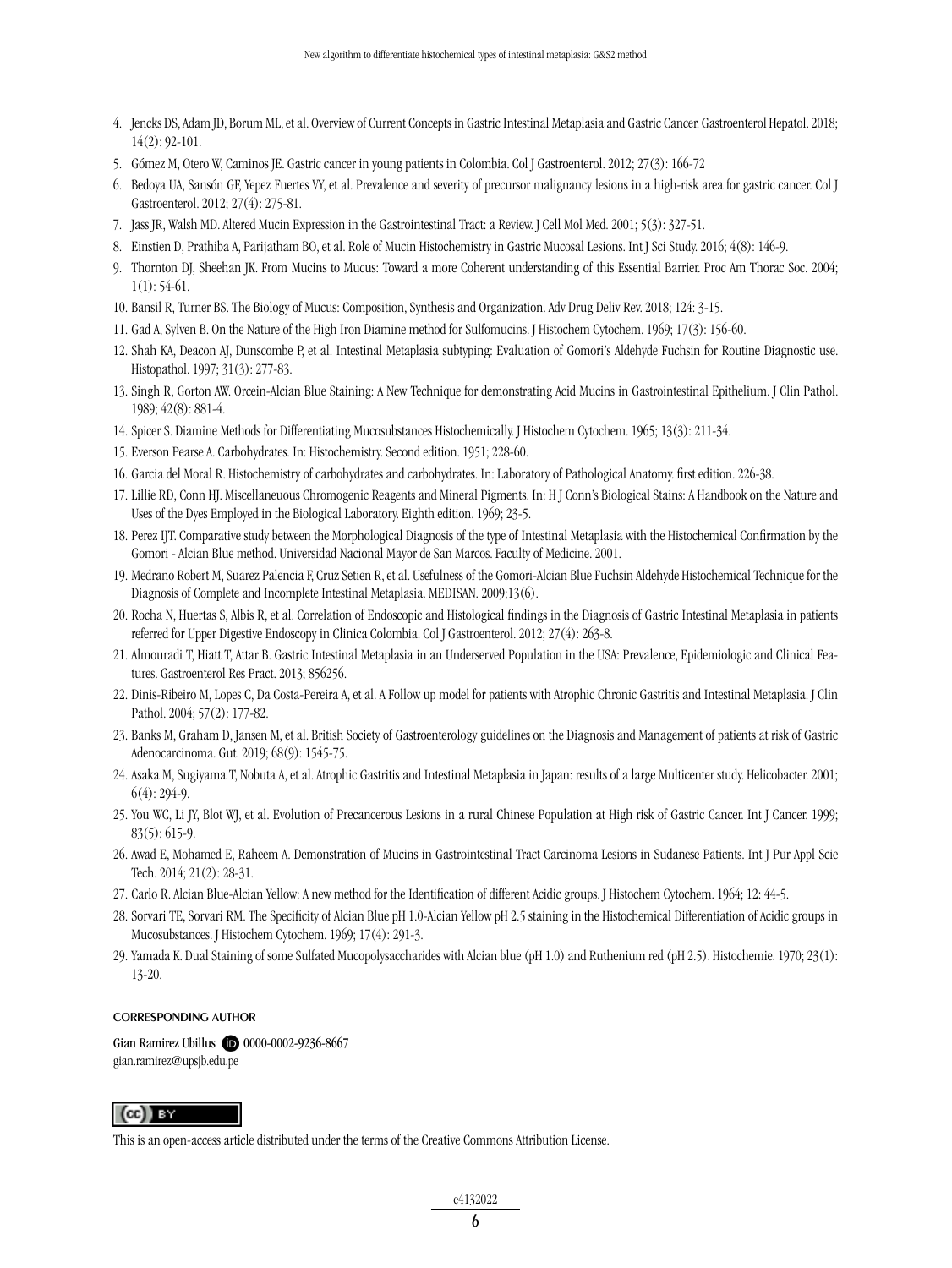4. Jencks DS, Adam JD, Borum ML, et al. Overview of Current Concepts in Gastric Intestinal Metaplasia and Gastric Cancer. Gastroenterol Hepatol. 2018; 14(2): 92-101.
5. Gómez M, Otero W, Caminos JE. Gastric cancer in young patients in Colombia. Col J Gastroenterol. 2012; 27(3): 166-72
6. Bedoya UA, Sansón GF, Yepez Fuertes VY, et al. Prevalence and severity of precursor malignancy lesions in a high-risk area for gastric cancer. Col J Gastroenterol. 2012; 27(4): 275-81.
7. Jass JR, Walsh MD. Altered Mucin Expression in the Gastrointestinal Tract: a Review. J Cell Mol Med. 2001; 5(3): 327-51.
8. Einstien D, Prathiba A, Parijatham BO, et al. Role of Mucin Histochemistry in Gastric Mucosal Lesions. Int J Sci Study. 2016; 4(8): 146-9.
9. Thornton DJ, Sheehan JK. From Mucins to Mucus: Toward a more Coherent understanding of this Essential Barrier. Proc Am Thorac Soc. 2004; 1(1): 54-61.
10. Bansil R, Turner BS. The Biology of Mucus: Composition, Synthesis and Organization. Adv Drug Deliv Rev. 2018; 124: 3-15.
11. Gad A, Sylven B. On the Nature of the High Iron Diamine method for Sulfomucins. J Histochem Cytochem. 1969; 17(3): 156-60.
12. Shah KA, Deacon AJ, Dunscombe P, et al. Intestinal Metaplasia subtyping: Evaluation of Gomori's Aldehyde Fuchsin for Routine Diagnostic use. Histopathol. 1997; 31(3): 277-83.
13. Singh R, Gorton AW. Orcein-Alcian Blue Staining: A New Technique for demonstrating Acid Mucins in Gastrointestinal Epithelium. J Clin Pathol. 1989; 42(8): 881-4.
14. Spicer S. Diamine Methods for Differentiating Mucosubstances Histochemically. J Histochem Cytochem. 1965; 13(3): 211-34.
15. Everson Pearse A. Carbohydrates. In: Histochemistry. Second edition. 1951; 228-60.
16. Garcia del Moral R. Histochemistry of carbohydrates and carbohydrates. In: Laboratory of Pathological Anatomy. first edition. 226-38.
17. Lillie RD, Conn HJ. Miscellaneuous Chromogenic Reagents and Mineral Pigments. In: H J Conn's Biological Stains: A Handbook on the Nature and Uses of the Dyes Employed in the Biological Laboratory. Eighth edition. 1969; 23-5.
18. Perez IJT. Comparative study between the Morphological Diagnosis of the type of Intestinal Metaplasia with the Histochemical Confirmation by the Gomori - Alcian Blue method. Universidad Nacional Mayor de San Marcos. Faculty of Medicine. 2001.
19. Medrano Robert M, Suarez Palencia F, Cruz Setien R, et al. Usefulness of the Gomori-Alcian Blue Fuchsin Aldehyde Histochemical Technique for the Diagnosis of Complete and Incomplete Intestinal Metaplasia. MEDISAN. 2009;13(6).
20. Rocha N, Huertas S, Albis R, et al. Correlation of Endoscopic and Histological findings in the Diagnosis of Gastric Intestinal Metaplasia in patients referred for Upper Digestive Endoscopy in Clinica Colombia. Col J Gastroenterol. 2012; 27(4): 263-8.
21. Almouradi T, Hiatt T, Attar B. Gastric Intestinal Metaplasia in an Underserved Population in the USA: Prevalence, Epidemiologic and Clinical Features. Gastroenterol Res Pract. 2013; 856256.
22. Dinis-Ribeiro M, Lopes C, Da Costa-Pereira A, et al. A Follow up model for patients with Atrophic Chronic Gastritis and Intestinal Metaplasia. J Clin Pathol. 2004; 57(2): 177-82.
23. Banks M, Graham D, Jansen M, et al. British Society of Gastroenterology guidelines on the Diagnosis and Management of patients at risk of Gastric Adenocarcinoma. Gut. 2019; 68(9): 1545-75.
24. Asaka M, Sugiyama T, Nobuta A, et al. Atrophic Gastritis and Intestinal Metaplasia in Japan: results of a large Multicenter study. Helicobacter. 2001; 6(4): 294-9.
25. You WC, Li JY, Blot WJ, et al. Evolution of Precancerous Lesions in a rural Chinese Population at High risk of Gastric Cancer. Int J Cancer. 1999; 83(5): 615-9.
26. Awad E, Mohamed E, Raheem A. Demonstration of Mucins in Gastrointestinal Tract Carcinoma Lesions in Sudanese Patients. Int J Pur Appl Scie Tech. 2014; 21(2): 28-31.
27. Carlo R. Alcian Blue-Alcian Yellow: A new method for the Identification of different Acidic groups. J Histochem Cytochem. 1964; 12: 44-5.
28. Sorvari TE, Sorvari RM. The Specificity of Alcian Blue pH 1.0-Alcian Yellow pH 2.5 staining in the Histochemical Differentiation of Acidic groups in Mucosubstances. J Histochem Cytochem. 1969; 17(4): 291-3.
29. Yamada K. Dual Staining of some Sulfated Mucopolysaccharides with Alcian blue (pH 1.0) and Ruthenium red (pH 2.5). Histochemie. 1970; 23(1): 13-20.

**CORRESPONDING AUTHOR**

**Gian Ramirez Ubillus** 0000-0002-9236-8667
gian.ramirez@upsjb.edu.pe

This is an open-access article distributed under the terms of the Creative Commons Attribution License.